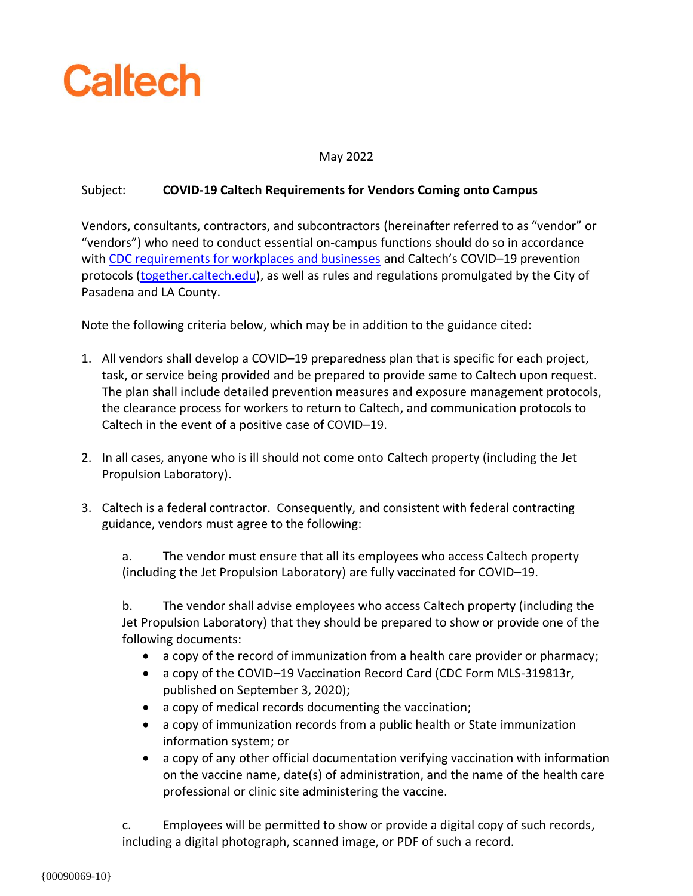# Caltech

May 2022

Subject: **COVID-19 Caltech Requirements for Vendors Coming onto Campus**

Vendors, consultants, contractors, and subcontractors (hereinafter referred to as "vendor" or "vendors") who need to conduct essential on-campus functions should do so in accordance with [CDC requirements for workplaces and businesses](#) and Caltech's COVID–19 prevention protocols ([together.caltech.edu](#)), as well as rules and regulations promulgated by the City of Pasadena and LA County.

Note the following criteria below, which may be in addition to the guidance cited:

1. All vendors shall develop a COVID–19 preparedness plan that is specific for each project, task, or service being provided and be prepared to provide same to Caltech upon request. The plan shall include detailed prevention measures and exposure management protocols, the clearance process for workers to return to Caltech, and communication protocols to Caltech in the event of a positive case of COVID–19.

2. In all cases, anyone who is ill should not come onto Caltech property (including the Jet Propulsion Laboratory).

3. Caltech is a federal contractor. Consequently, and consistent with federal contracting guidance, vendors must agree to the following:

   a. The vendor must ensure that all its employees who access Caltech property (including the Jet Propulsion Laboratory) are fully vaccinated for COVID–19.

   b. The vendor shall advise employees who access Caltech property (including the Jet Propulsion Laboratory) that they should be prepared to show or provide one of the following documents:
   - a copy of the record of immunization from a health care provider or pharmacy;
   - a copy of the COVID–19 Vaccination Record Card (CDC Form MLS-319813r, published on September 3, 2020);
   - a copy of medical records documenting the vaccination;
   - a copy of immunization records from a public health or State immunization information system; or
   - a copy of any other official documentation verifying vaccination with information on the vaccine name, date(s) of administration, and the name of the health care professional or clinic site administering the vaccine.

   c. Employees will be permitted to show or provide a digital copy of such records, including a digital photograph, scanned image, or PDF of such a record.

{00090069-10}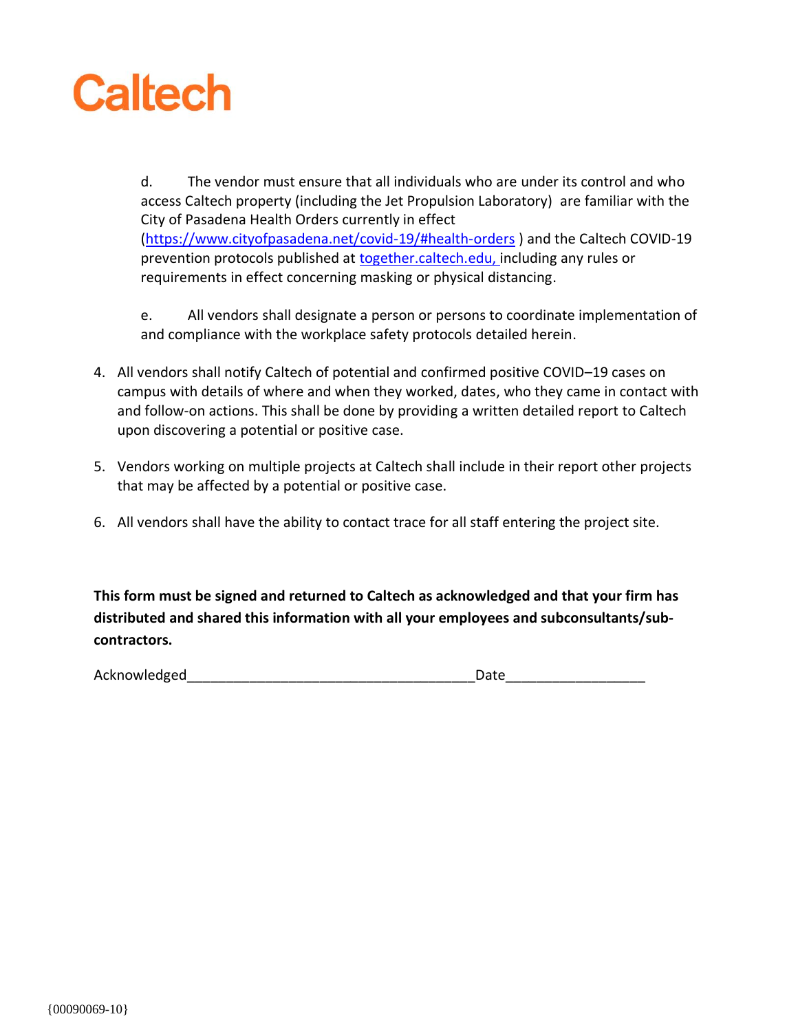**Caltech**

d. The vendor must ensure that all individuals who are under its control and who access Caltech property (including the Jet Propulsion Laboratory) are familiar with the City of Pasadena Health Orders currently in effect (https://www.cityofpasadena.net/covid-19/#health-orders ) and the Caltech COVID-19 prevention protocols published at together.caltech.edu, including any rules or requirements in effect concerning masking or physical distancing.

e. All vendors shall designate a person or persons to coordinate implementation of and compliance with the workplace safety protocols detailed herein.

4. All vendors shall notify Caltech of potential and confirmed positive COVID–19 cases on campus with details of where and when they worked, dates, who they came in contact with and follow-on actions. This shall be done by providing a written detailed report to Caltech upon discovering a potential or positive case.

5. Vendors working on multiple projects at Caltech shall include in their report other projects that may be affected by a potential or positive case.

6. All vendors shall have the ability to contact trace for all staff entering the project site.

**This form must be signed and returned to Caltech as acknowledged and that your firm has distributed and shared this information with all your employees and subconsultants/sub-contractors.**

Acknowledged____________________________________Date_________________

{00090069-10}